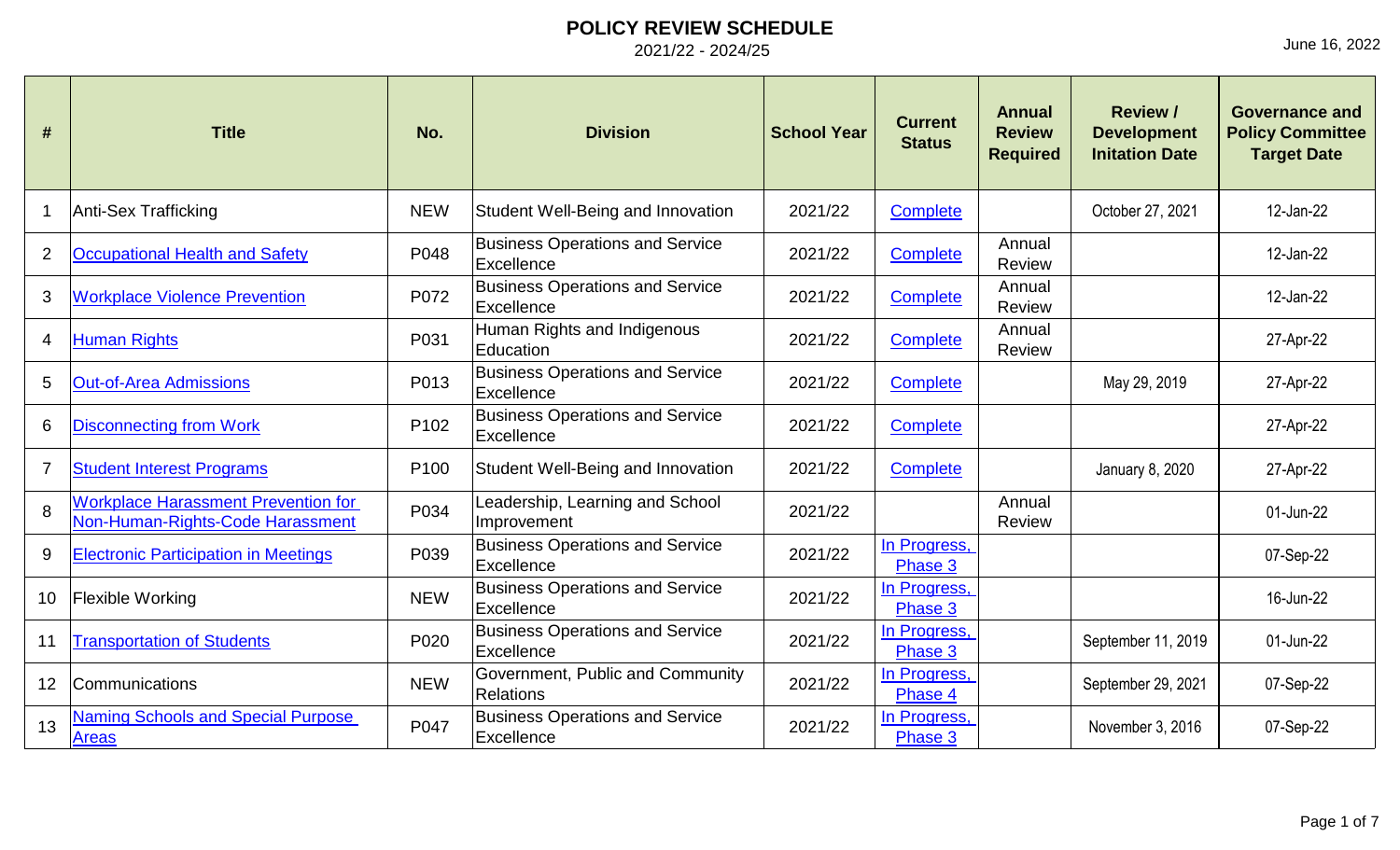# POLICY REVIEW SCHEDULE

2021/22 - 2024/25

June 16, 2022

| # | Title | No. | Division | School Year | Current Status | Annual Review Required | Review / Development Initation Date | Governance and Policy Committee Target Date |
|---|---|---|---|---|---|---|---|---|
| 1 | Anti-Sex Trafficking | NEW | Student Well-Being and Innovation | 2021/22 | Complete | | October 27, 2021 | 12-Jan-22 |
| 2 | Occupational Health and Safety | P048 | Business Operations and Service Excellence | 2021/22 | Complete | Annual Review | | 12-Jan-22 |
| 3 | Workplace Violence Prevention | P072 | Business Operations and Service Excellence | 2021/22 | Complete | Annual Review | | 12-Jan-22 |
| 4 | Human Rights | P031 | Human Rights and Indigenous Education | 2021/22 | Complete | Annual Review | | 27-Apr-22 |
| 5 | Out-of-Area Admissions | P013 | Business Operations and Service Excellence | 2021/22 | Complete | | May 29, 2019 | 27-Apr-22 |
| 6 | Disconnecting from Work | P102 | Business Operations and Service Excellence | 2021/22 | Complete | | | 27-Apr-22 |
| 7 | Student Interest Programs | P100 | Student Well-Being and Innovation | 2021/22 | Complete | | January 8, 2020 | 27-Apr-22 |
| 8 | Workplace Harassment Prevention for Non-Human-Rights-Code Harassment | P034 | Leadership, Learning and School Improvement | 2021/22 | | Annual Review | | 01-Jun-22 |
| 9 | Electronic Participation in Meetings | P039 | Business Operations and Service Excellence | 2021/22 | In Progress, Phase 3 | | | 07-Sep-22 |
| 10 | Flexible Working | NEW | Business Operations and Service Excellence | 2021/22 | In Progress, Phase 3 | | | 16-Jun-22 |
| 11 | Transportation of Students | P020 | Business Operations and Service Excellence | 2021/22 | In Progress, Phase 3 | | September 11, 2019 | 01-Jun-22 |
| 12 | Communications | NEW | Government, Public and Community Relations | 2021/22 | In Progress, Phase 4 | | September 29, 2021 | 07-Sep-22 |
| 13 | Naming Schools and Special Purpose Areas | P047 | Business Operations and Service Excellence | 2021/22 | In Progress, Phase 3 | | November 3, 2016 | 07-Sep-22 |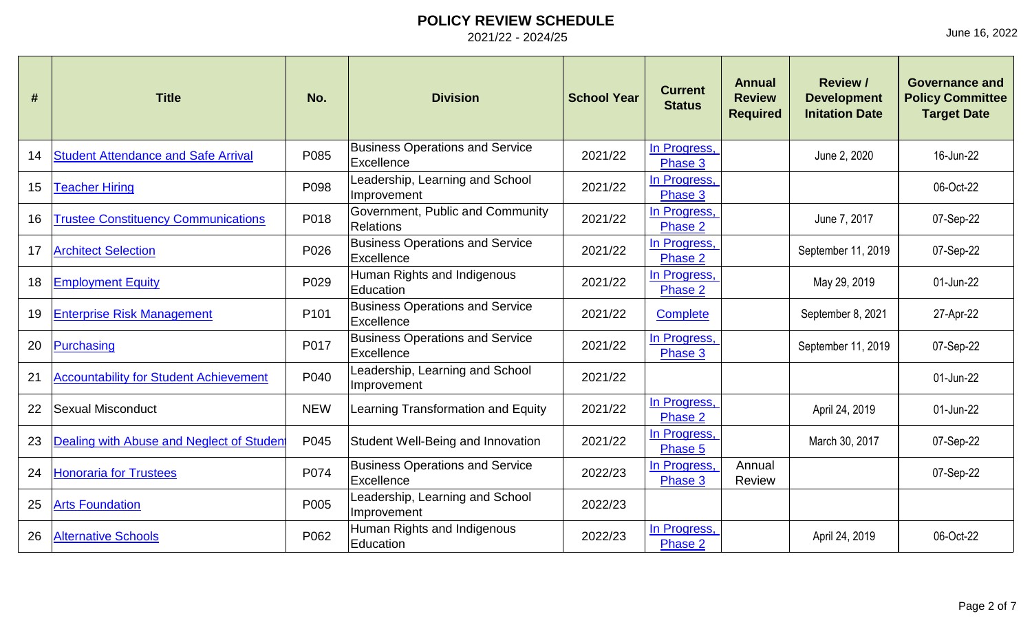# POLICY REVIEW SCHEDULE

2021/22 - 2024/25

June 16, 2022

| # | Title | No. | Division | School Year | Current Status | Annual Review Required | Review / Development Initation Date | Governance and Policy Committee Target Date |
|---|---|---|---|---|---|---|---|---|
| 14 | Student Attendance and Safe Arrival | P085 | Business Operations and Service Excellence | 2021/22 | In Progress, Phase 3 | | June 2, 2020 | 16-Jun-22 |
| 15 | Teacher Hiring | P098 | Leadership, Learning and School Improvement | 2021/22 | In Progress, Phase 3 | | | 06-Oct-22 |
| 16 | Trustee Constituency Communications | P018 | Government, Public and Community Relations | 2021/22 | In Progress, Phase 2 | | June 7, 2017 | 07-Sep-22 |
| 17 | Architect Selection | P026 | Business Operations and Service Excellence | 2021/22 | In Progress, Phase 2 | | September 11, 2019 | 07-Sep-22 |
| 18 | Employment Equity | P029 | Human Rights and Indigenous Education | 2021/22 | In Progress, Phase 2 | | May 29, 2019 | 01-Jun-22 |
| 19 | Enterprise Risk Management | P101 | Business Operations and Service Excellence | 2021/22 | Complete | | September 8, 2021 | 27-Apr-22 |
| 20 | Purchasing | P017 | Business Operations and Service Excellence | 2021/22 | In Progress, Phase 3 | | September 11, 2019 | 07-Sep-22 |
| 21 | Accountability for Student Achievement | P040 | Leadership, Learning and School Improvement | 2021/22 | | | | 01-Jun-22 |
| 22 | Sexual Misconduct | NEW | Learning Transformation and Equity | 2021/22 | In Progress, Phase 2 | | April 24, 2019 | 01-Jun-22 |
| 23 | Dealing with Abuse and Neglect of Studen | P045 | Student Well-Being and Innovation | 2021/22 | In Progress, Phase 5 | | March 30, 2017 | 07-Sep-22 |
| 24 | Honoraria for Trustees | P074 | Business Operations and Service Excellence | 2022/23 | In Progress, Phase 3 | Annual Review | | 07-Sep-22 |
| 25 | Arts Foundation | P005 | Leadership, Learning and School Improvement | 2022/23 | | | | |
| 26 | Alternative Schools | P062 | Human Rights and Indigenous Education | 2022/23 | In Progress, Phase 2 | | April 24, 2019 | 06-Oct-22 |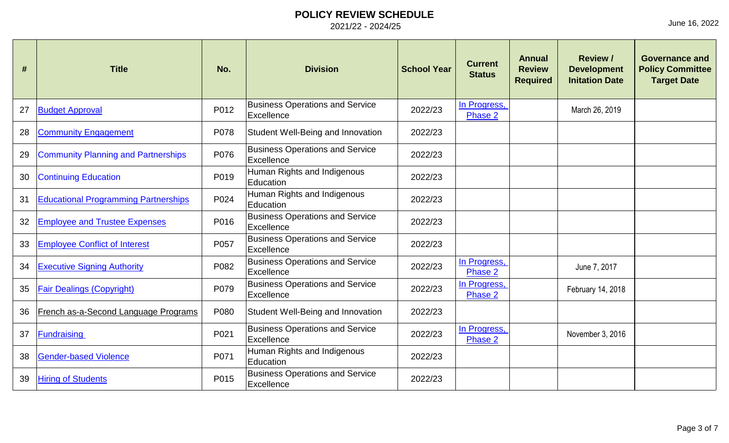# POLICY REVIEW SCHEDULE

2021/22 - 2024/25

June 16, 2022

| # | Title | No. | Division | School Year | Current Status | Annual Review Required | Review / Development Initation Date | Governance and Policy Committee Target Date |
|---|---|---|---|---|---|---|---|---|
| 27 | Budget Approval | P012 | Business Operations and Service Excellence | 2022/23 | In Progress, Phase 2 | | March 26, 2019 | |
| 28 | Community Engagement | P078 | Student Well-Being and Innovation | 2022/23 | | | | |
| 29 | Community Planning and Partnerships | P076 | Business Operations and Service Excellence | 2022/23 | | | | |
| 30 | Continuing Education | P019 | Human Rights and Indigenous Education | 2022/23 | | | | |
| 31 | Educational Programming Partnerships | P024 | Human Rights and Indigenous Education | 2022/23 | | | | |
| 32 | Employee and Trustee Expenses | P016 | Business Operations and Service Excellence | 2022/23 | | | | |
| 33 | Employee Conflict of Interest | P057 | Business Operations and Service Excellence | 2022/23 | | | | |
| 34 | Executive Signing Authority | P082 | Business Operations and Service Excellence | 2022/23 | In Progress, Phase 2 | | June 7, 2017 | |
| 35 | Fair Dealings (Copyright) | P079 | Business Operations and Service Excellence | 2022/23 | In Progress, Phase 2 | | February 14, 2018 | |
| 36 | French as-a-Second Language Programs | P080 | Student Well-Being and Innovation | 2022/23 | | | | |
| 37 | Fundraising | P021 | Business Operations and Service Excellence | 2022/23 | In Progress, Phase 2 | | November 3, 2016 | |
| 38 | Gender-based Violence | P071 | Human Rights and Indigenous Education | 2022/23 | | | | |
| 39 | Hiring of Students | P015 | Business Operations and Service Excellence | 2022/23 | | | | |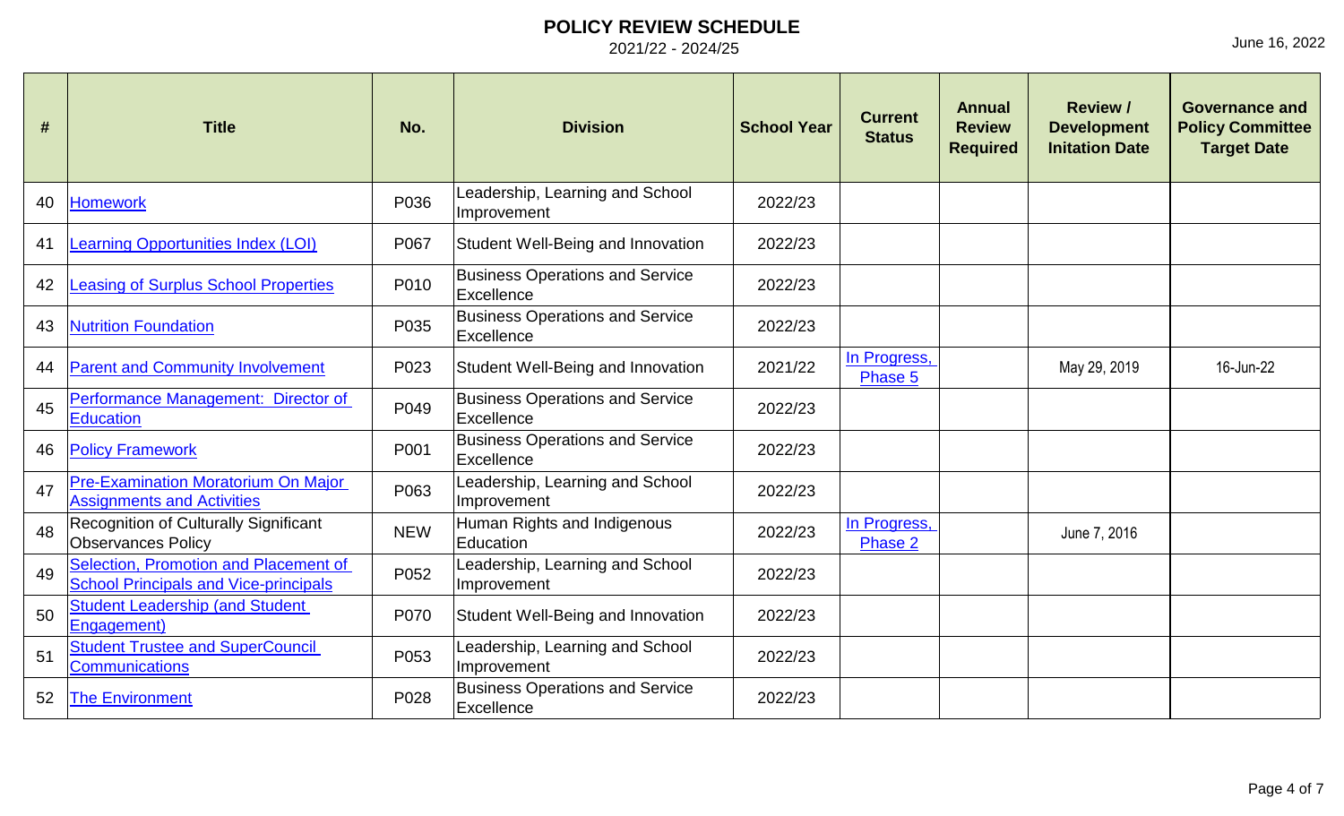# POLICY REVIEW SCHEDULE

2021/22 - 2024/25

June 16, 2022

| # | Title | No. | Division | School Year | Current Status | Annual Review Required | Review / Development Initation Date | Governance and Policy Committee Target Date |
|---|---|---|---|---|---|---|---|---|
| 40 | Homework | P036 | Leadership, Learning and School Improvement | 2022/23 | | | | |
| 41 | Learning Opportunities Index (LOI) | P067 | Student Well-Being and Innovation | 2022/23 | | | | |
| 42 | Leasing of Surplus School Properties | P010 | Business Operations and Service Excellence | 2022/23 | | | | |
| 43 | Nutrition Foundation | P035 | Business Operations and Service Excellence | 2022/23 | | | | |
| 44 | Parent and Community Involvement | P023 | Student Well-Being and Innovation | 2021/22 | In Progress, Phase 5 | | May 29, 2019 | 16-Jun-22 |
| 45 | Performance Management: Director of Education | P049 | Business Operations and Service Excellence | 2022/23 | | | | |
| 46 | Policy Framework | P001 | Business Operations and Service Excellence | 2022/23 | | | | |
| 47 | Pre-Examination Moratorium On Major Assignments and Activities | P063 | Leadership, Learning and School Improvement | 2022/23 | | | | |
| 48 | Recognition of Culturally Significant Observances Policy | NEW | Human Rights and Indigenous Education | 2022/23 | In Progress, Phase 2 | | June 7, 2016 | |
| 49 | Selection, Promotion and Placement of School Principals and Vice-principals | P052 | Leadership, Learning and School Improvement | 2022/23 | | | | |
| 50 | Student Leadership (and Student Engagement) | P070 | Student Well-Being and Innovation | 2022/23 | | | | |
| 51 | Student Trustee and SuperCouncil Communications | P053 | Leadership, Learning and School Improvement | 2022/23 | | | | |
| 52 | The Environment | P028 | Business Operations and Service Excellence | 2022/23 | | | | |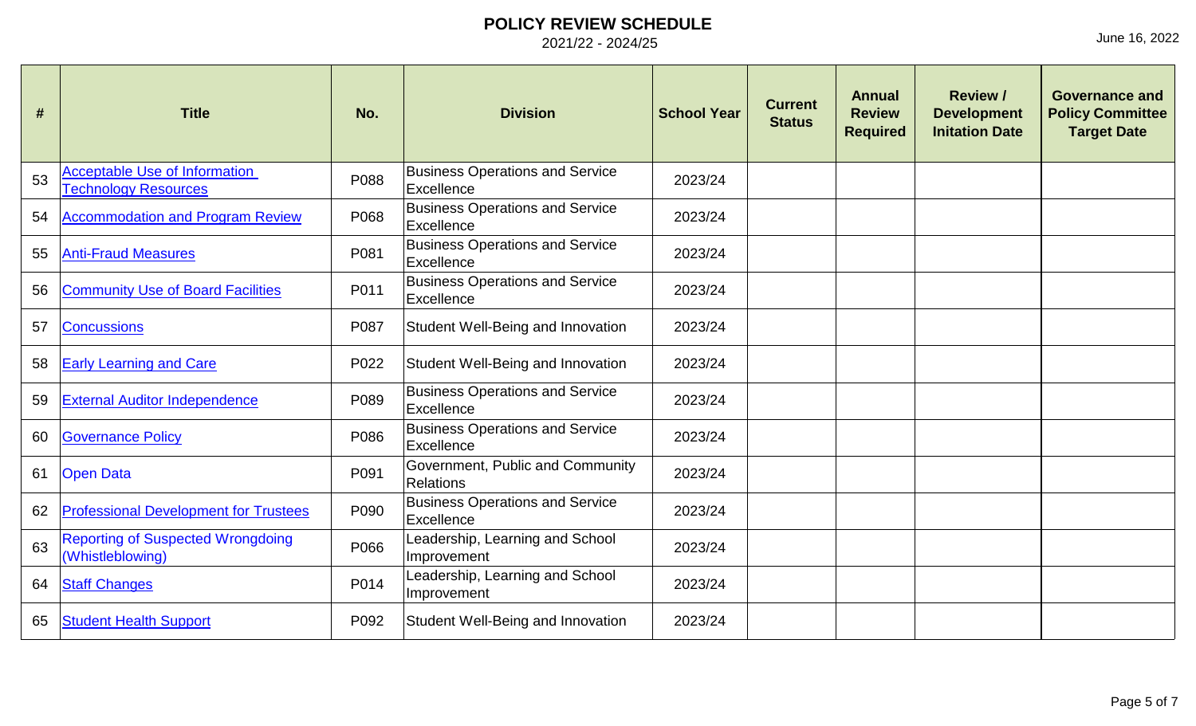# POLICY REVIEW SCHEDULE

2021/22 - 2024/25

June 16, 2022

| # | Title | No. | Division | School Year | Current Status | Annual Review Required | Review / Development Initation Date | Governance and Policy Committee Target Date |
|---|---|---|---|---|---|---|---|---|
| 53 | Acceptable Use of Information Technology Resources | P088 | Business Operations and Service Excellence | 2023/24 | | | | |
| 54 | Accommodation and Program Review | P068 | Business Operations and Service Excellence | 2023/24 | | | | |
| 55 | Anti-Fraud Measures | P081 | Business Operations and Service Excellence | 2023/24 | | | | |
| 56 | Community Use of Board Facilities | P011 | Business Operations and Service Excellence | 2023/24 | | | | |
| 57 | Concussions | P087 | Student Well-Being and Innovation | 2023/24 | | | | |
| 58 | Early Learning and Care | P022 | Student Well-Being and Innovation | 2023/24 | | | | |
| 59 | External Auditor Independence | P089 | Business Operations and Service Excellence | 2023/24 | | | | |
| 60 | Governance Policy | P086 | Business Operations and Service Excellence | 2023/24 | | | | |
| 61 | Open Data | P091 | Government, Public and Community Relations | 2023/24 | | | | |
| 62 | Professional Development for Trustees | P090 | Business Operations and Service Excellence | 2023/24 | | | | |
| 63 | Reporting of Suspected Wrongdoing (Whistleblowing) | P066 | Leadership, Learning and School Improvement | 2023/24 | | | | |
| 64 | Staff Changes | P014 | Leadership, Learning and School Improvement | 2023/24 | | | | |
| 65 | Student Health Support | P092 | Student Well-Being and Innovation | 2023/24 | | | | |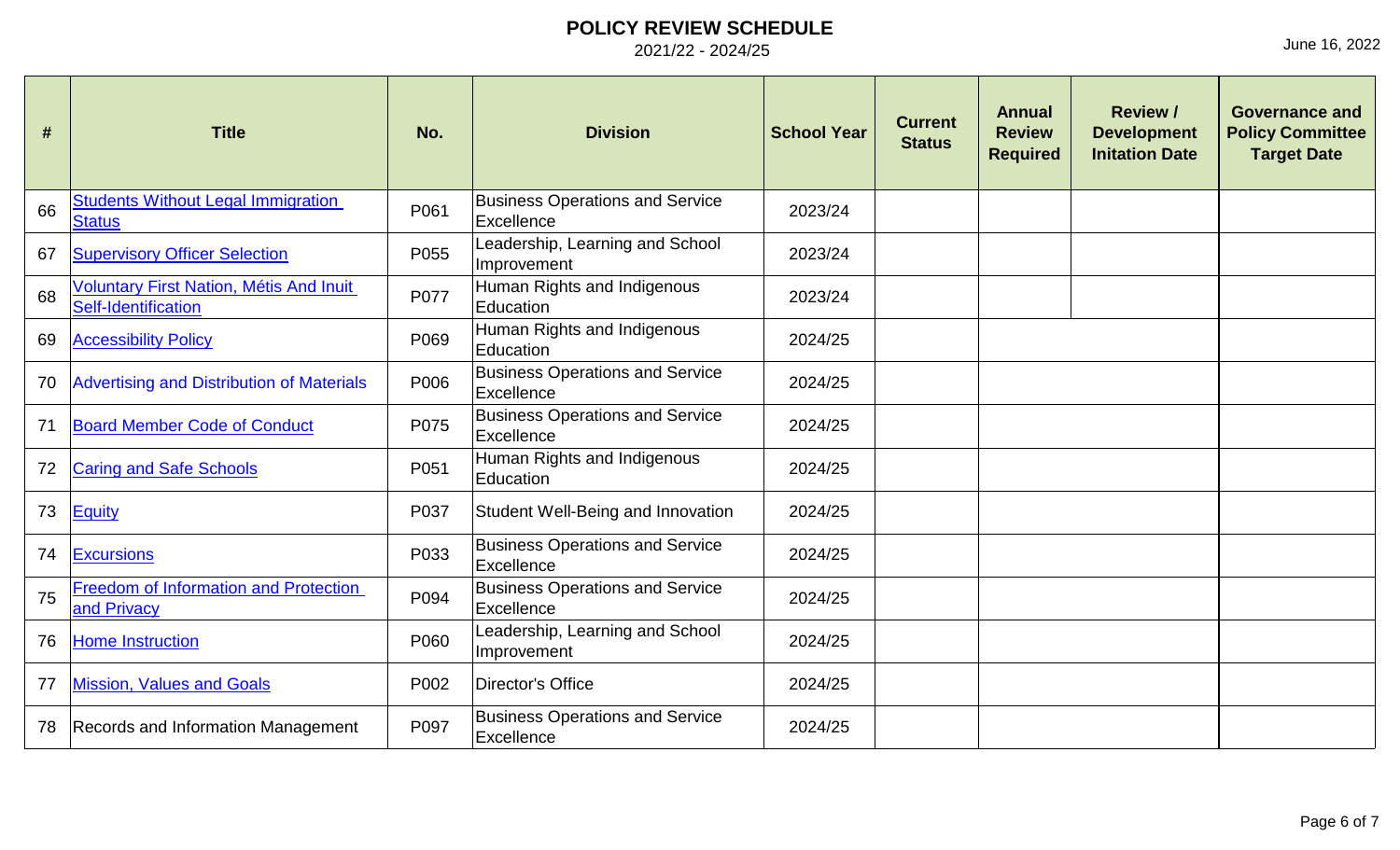# POLICY REVIEW SCHEDULE

2021/22 - 2024/25

June 16, 2022

| # | Title | No. | Division | School Year | Current Status | Annual Review Required | Review / Development Initation Date | Governance and Policy Committee Target Date |
|---|---|---|---|---|---|---|---|---|
| 66 | Students Without Legal Immigration Status | P061 | Business Operations and Service Excellence | 2023/24 | | | | |
| 67 | Supervisory Officer Selection | P055 | Leadership, Learning and School Improvement | 2023/24 | | | | |
| 68 | Voluntary First Nation, Métis And Inuit Self-Identification | P077 | Human Rights and Indigenous Education | 2023/24 | | | | |
| 69 | Accessibility Policy | P069 | Human Rights and Indigenous Education | 2024/25 | | | | |
| 70 | Advertising and Distribution of Materials | P006 | Business Operations and Service Excellence | 2024/25 | | | | |
| 71 | Board Member Code of Conduct | P075 | Business Operations and Service Excellence | 2024/25 | | | | |
| 72 | Caring and Safe Schools | P051 | Human Rights and Indigenous Education | 2024/25 | | | | |
| 73 | Equity | P037 | Student Well-Being and Innovation | 2024/25 | | | | |
| 74 | Excursions | P033 | Business Operations and Service Excellence | 2024/25 | | | | |
| 75 | Freedom of Information and Protection and Privacy | P094 | Business Operations and Service Excellence | 2024/25 | | | | |
| 76 | Home Instruction | P060 | Leadership, Learning and School Improvement | 2024/25 | | | | |
| 77 | Mission, Values and Goals | P002 | Director's Office | 2024/25 | | | | |
| 78 | Records and Information Management | P097 | Business Operations and Service Excellence | 2024/25 | | | | |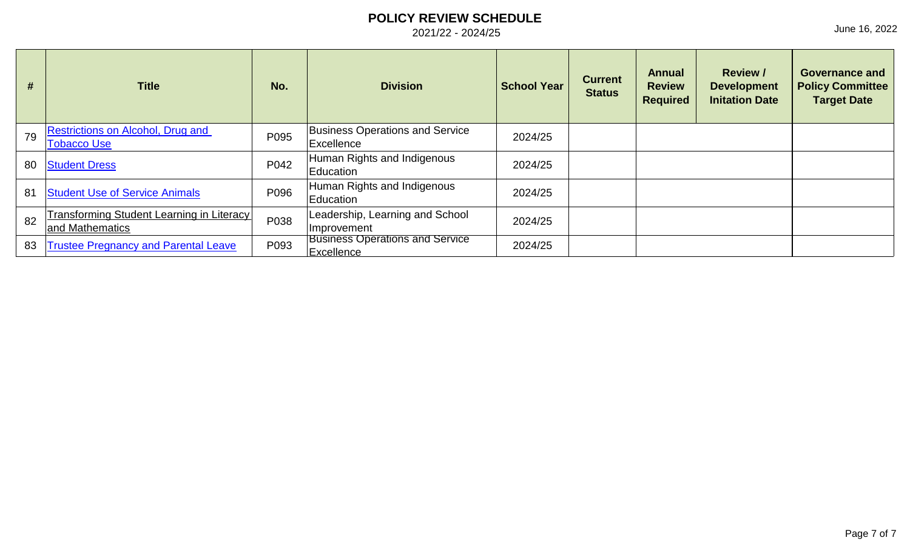# POLICY REVIEW SCHEDULE

2021/22 - 2024/25

June 16, 2022

| # | Title | No. | Division | School Year | Current Status | Annual Review Required | Review / Development Initation Date | Governance and Policy Committee Target Date |
|---|---|---|---|---|---|---|---|---|
| 79 | Restrictions on Alcohol, Drug and Tobacco Use | P095 | Business Operations and Service Excellence | 2024/25 | | | | |
| 80 | Student Dress | P042 | Human Rights and Indigenous Education | 2024/25 | | | | |
| 81 | Student Use of Service Animals | P096 | Human Rights and Indigenous Education | 2024/25 | | | | |
| 82 | Transforming Student Learning in Literacy and Mathematics | P038 | Leadership, Learning and School Improvement | 2024/25 | | | | |
| 83 | Trustee Pregnancy and Parental Leave | P093 | Business Operations and Service Excellence | 2024/25 | | | | |